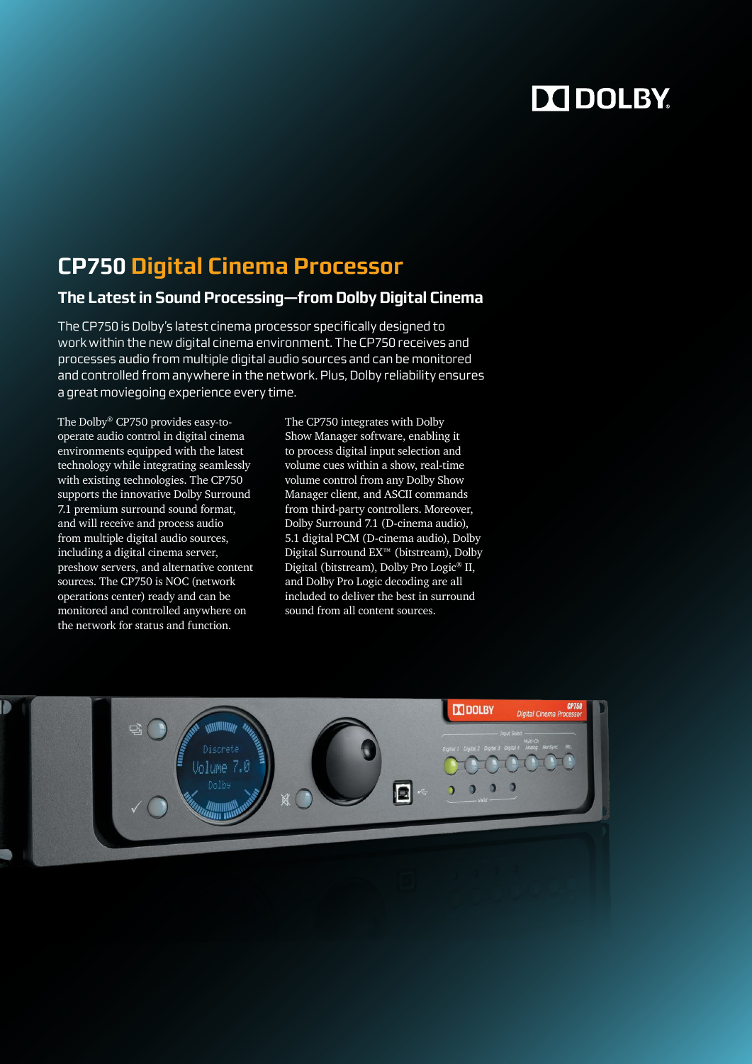DOLBY

# CP750 Digital Cinema Processor

## The Latest in Sound Processing—from Dolby Digital Cinema

The CP750 is Dolby's latest cinema processor specifically designed to work within the new digital cinema environment. The CP750 receives and processes audio from multiple digital audio sources and can be monitored and controlled from anywhere in the network. Plus, Dolby reliability ensures a great moviegoing experience every time.

The Dolby® CP750 provides easy-to-operate audio control in digital cinema environments equipped with the latest technology while integrating seamlessly with existing technologies. The CP750 supports the innovative Dolby Surround 7.1 premium surround sound format, and will receive and process audio from multiple digital audio sources, including a digital cinema server, preshow servers, and alternative content sources. The CP750 is NOC (network operations center) ready and can be monitored and controlled anywhere on the network for status and function.

The CP750 integrates with Dolby Show Manager software, enabling it to process digital input selection and volume cues within a show, real-time volume control from any Dolby Show Manager client, and ASCII commands from third-party controllers. Moreover, Dolby Surround 7.1 (D-cinema audio), 5.1 digital PCM (D-cinema audio), Dolby Digital Surround EX™ (bitstream), Dolby Digital (bitstream), Dolby Pro Logic® II, and Dolby Pro Logic decoding are all included to deliver the best in surround sound from all content sources.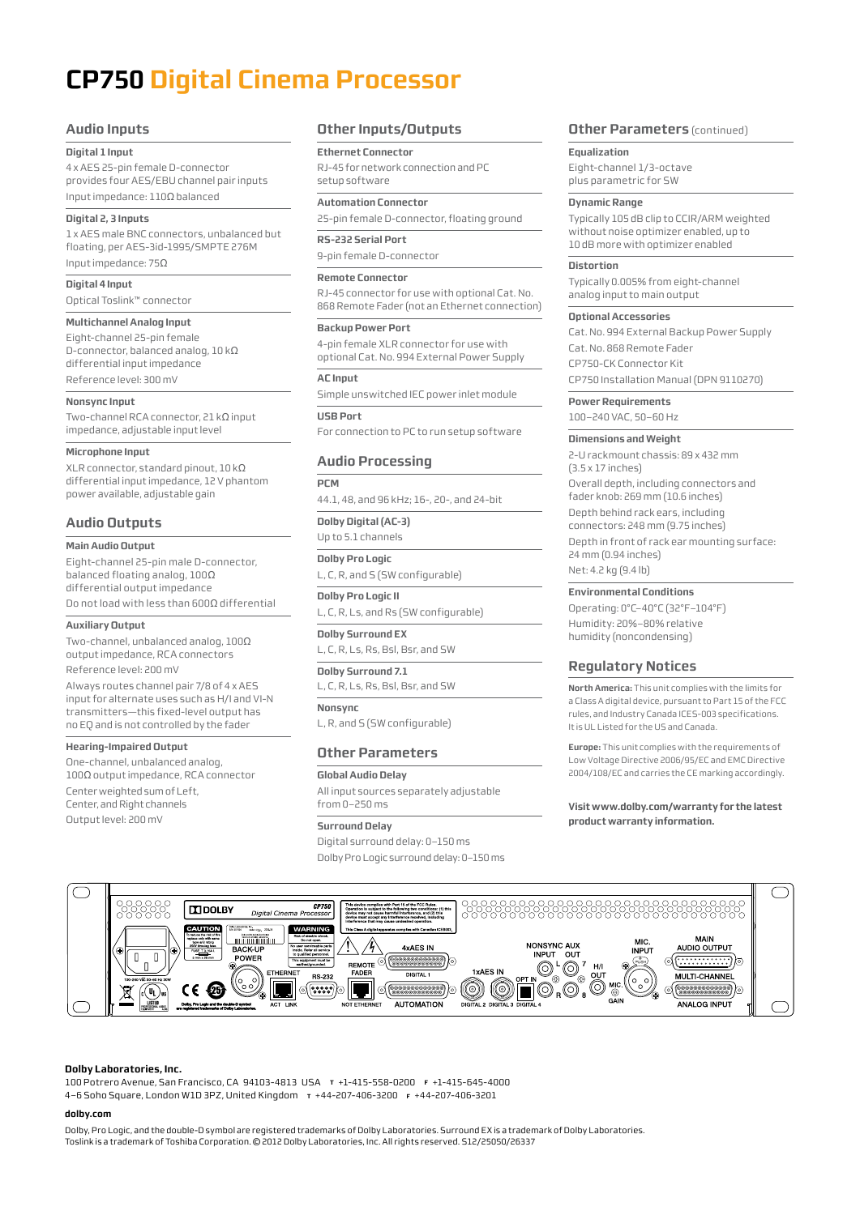# CP750 Digital Cinema Processor

## Audio Inputs

### Digital 1 Input

4 x AES 25-pin female D-connector provides four AES/EBU channel pair inputs

Input impedance: 110Ω balanced

### Digital 2, 3 Inputs

1 x AES male BNC connectors, unbalanced but floating, per AES-3id-1995/SMPTE 276M

Input impedance: 75Ω

### Digital 4 Input

Optical Toslink™ connector

### Multichannel Analog Input

Eight-channel 25-pin female D-connector, balanced analog, 10 kΩ differential input impedance

Reference level: 300 mV

### Nonsync Input

Two-channel RCA connector, 21 kΩ input impedance, adjustable input level

### Microphone Input

XLR connector, standard pinout, 10 kΩ differential input impedance, 12 V phantom power available, adjustable gain

## Audio Outputs

### Main Audio Output

Eight-channel 25-pin male D-connector, balanced floating analog, 100Ω differential output impedance

Do not load with less than 600Ω differential

### Auxiliary Output

Two-channel, unbalanced analog, 100Ω output impedance, RCA connectors

Reference level: 200 mV

Always routes channel pair 7/8 of 4 x AES input for alternate uses such as H/I and VI-N transmitters—this fixed-level output has no EQ and is not controlled by the fader

### Hearing-Impaired Output

One-channel, unbalanced analog, 100Ω output impedance, RCA connector

Center weighted sum of Left, Center, and Right channels

Output level: 200 mV

## Other Inputs/Outputs

### Ethernet Connector

RJ-45 for network connection and PC setup software

### Automation Connector

25-pin female D-connector, floating ground

### RS-232 Serial Port

9-pin female D-connector

### Remote Connector

RJ-45 connector for use with optional Cat. No. 868 Remote Fader (not an Ethernet connection)

### Backup Power Port

4-pin female XLR connector for use with optional Cat. No. 994 External Power Supply

### AC Input

Simple unswitched IEC power inlet module

### USB Port

For connection to PC to run setup software

## Audio Processing

### PCM

44.1, 48, and 96 kHz; 16-, 20-, and 24-bit

### Dolby Digital (AC-3)

Up to 5.1 channels

### Dolby Pro Logic

L, C, R, and S (SW configurable)

### Dolby Pro Logic II

L, C, R, Ls, and Rs (SW configurable)

### Dolby Surround EX

L, C, R, Ls, Rs, Bsl, Bsr, and SW

### Dolby Surround 7.1

L, C, R, Ls, Rs, Bsl, Bsr, and SW

### Nonsync

L, R, and S (SW configurable)

## Other Parameters

### Global Audio Delay

All input sources separately adjustable from 0–250 ms

### Surround Delay

Digital surround delay: 0–150 ms

Dolby Pro Logic surround delay: 0–150 ms

## Other Parameters (continued)

### Equalization

Eight-channel 1/3-octave plus parametric for SW

### Dynamic Range

Typically 105 dB clip to CCIR/ARM weighted without noise optimizer enabled, up to 10 dB more with optimizer enabled

### Distortion

Typically 0.005% from eight-channel analog input to main output

### Optional Accessories

Cat. No. 994 External Backup Power Supply

Cat. No. 868 Remote Fader

CP750-CK Connector Kit

CP750 Installation Manual (DPN 9110270)

### Power Requirements

100–240 VAC, 50–60 Hz

### Dimensions and Weight

2-U rackmount chassis: 89 x 432 mm (3.5 x 17 inches)

Overall depth, including connectors and fader knob: 269 mm (10.6 inches)

Depth behind rack ears, including connectors: 248 mm (9.75 inches)

Depth in front of rack ear mounting surface: 24 mm (0.94 inches)

Net: 4.2 kg (9.4 lb)

### Environmental Conditions

Operating: 0°C–40°C (32°F–104°F)

Humidity: 20%–80% relative humidity (noncondensing)

## Regulatory Notices

**North America:** This unit complies with the limits for a Class A digital device, pursuant to Part 15 of the FCC rules, and Industry Canada ICES-003 specifications. It is UL Listed for the US and Canada.

**Europe:** This unit complies with the requirements of Low Voltage Directive 2006/95/EC and EMC Directive 2004/108/EC and carries the CE marking accordingly.

**Visit www.dolby.com/warranty for the latest product warranty information.**

DOLBY CP750 Digital Cinema Processor

BACK-UP POWER | ETHERNET | RS-232 | REMOTE FADER | NOT ETHERNET | AUTOMATION | 4xAES IN | DIGITAL 1 | 1xAES IN | DIGITAL 2 | DIGITAL 3 | OPT IN | DIGITAL 4 | NONSYNC INPUT | AUX OUT | L | R | 7 | 8 | H/I OUT | MIC. | GAIN | MIC. INPUT | MAIN AUDIO OUTPUT | MULTI-CHANNEL ANALOG INPUT | ACT | LINK | CAUTION | WARNING

**Dolby Laboratories, Inc.**

100 Potrero Avenue, San Francisco, CA 94103-4813 USA T +1-415-558-0200 F +1-415-645-4000

4–6 Soho Square, London W1D 3PZ, United Kingdom T +44-207-406-3200 F +44-207-406-3201

**dolby.com**

Dolby, Pro Logic, and the double-D symbol are registered trademarks of Dolby Laboratories. Surround EX is a trademark of Dolby Laboratories. Toslink is a trademark of Toshiba Corporation. © 2012 Dolby Laboratories, Inc. All rights reserved. S12/25050/26337